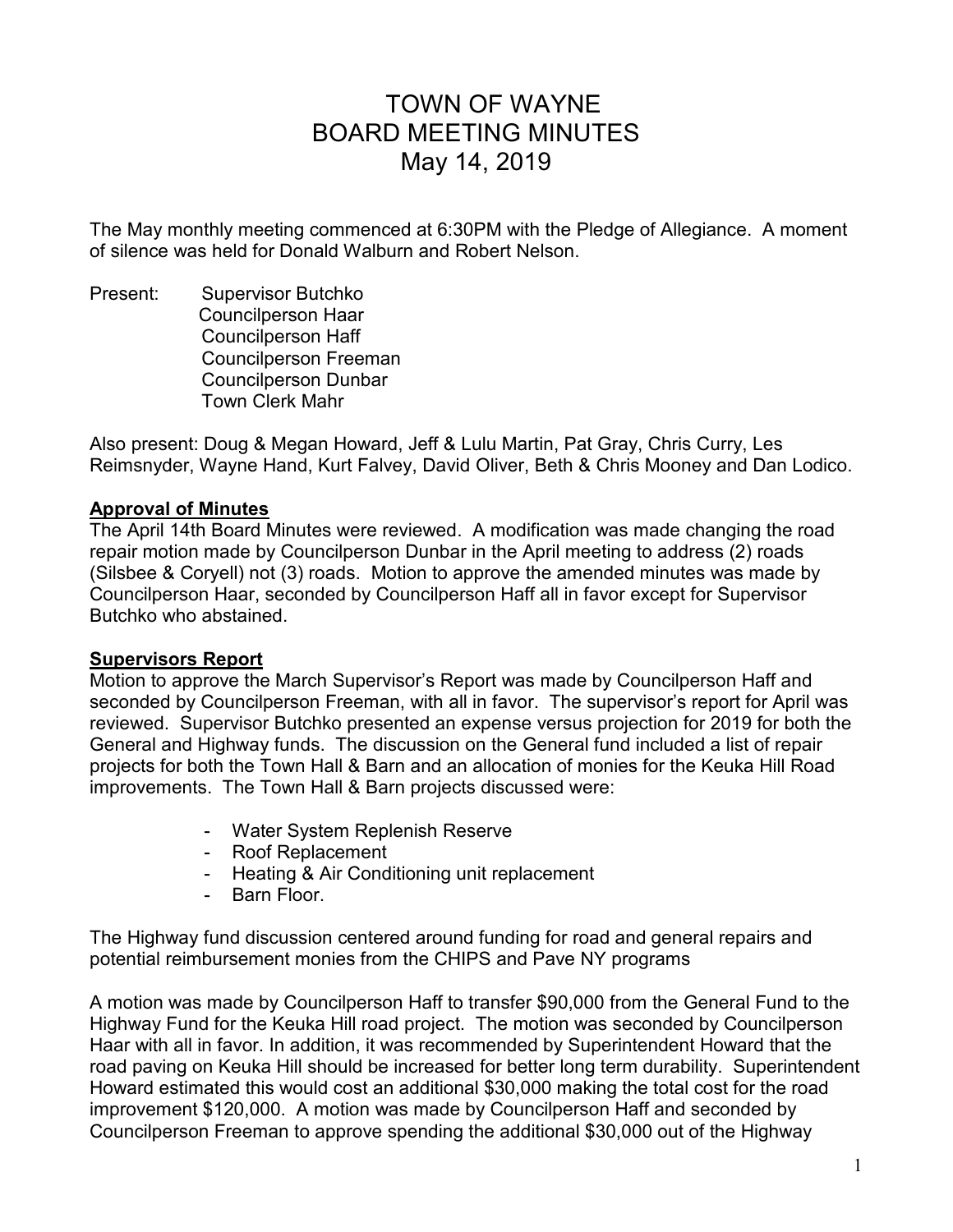# TOWN OF WAYNE
# BOARD MEETING MINUTES
# May 14, 2019

The May monthly meeting commenced at 6:30PM with the Pledge of Allegiance. A moment of silence was held for Donald Walburn and Robert Nelson.

Present: Supervisor Butchko
Councilperson Haar
Councilperson Haff
Councilperson Freeman
Councilperson Dunbar
Town Clerk Mahr

Also present: Doug & Megan Howard, Jeff & Lulu Martin, Pat Gray, Chris Curry, Les Reimsnyder, Wayne Hand, Kurt Falvey, David Oliver, Beth & Chris Mooney and Dan Lodico.

**Approval of Minutes**

The April 14th Board Minutes were reviewed. A modification was made changing the road repair motion made by Councilperson Dunbar in the April meeting to address (2) roads (Silsbee & Coryell) not (3) roads. Motion to approve the amended minutes was made by Councilperson Haar, seconded by Councilperson Haff all in favor except for Supervisor Butchko who abstained.

**Supervisors Report**

Motion to approve the March Supervisor's Report was made by Councilperson Haff and seconded by Councilperson Freeman, with all in favor. The supervisor's report for April was reviewed. Supervisor Butchko presented an expense versus projection for 2019 for both the General and Highway funds. The discussion on the General fund included a list of repair projects for both the Town Hall & Barn and an allocation of monies for the Keuka Hill Road improvements. The Town Hall & Barn projects discussed were:

- Water System Replenish Reserve
- Roof Replacement
- Heating & Air Conditioning unit replacement
- Barn Floor.

The Highway fund discussion centered around funding for road and general repairs and potential reimbursement monies from the CHIPS and Pave NY programs

A motion was made by Councilperson Haff to transfer $90,000 from the General Fund to the Highway Fund for the Keuka Hill road project. The motion was seconded by Councilperson Haar with all in favor. In addition, it was recommended by Superintendent Howard that the road paving on Keuka Hill should be increased for better long term durability. Superintendent Howard estimated this would cost an additional $30,000 making the total cost for the road improvement $120,000. A motion was made by Councilperson Haff and seconded by Councilperson Freeman to approve spending the additional $30,000 out of the Highway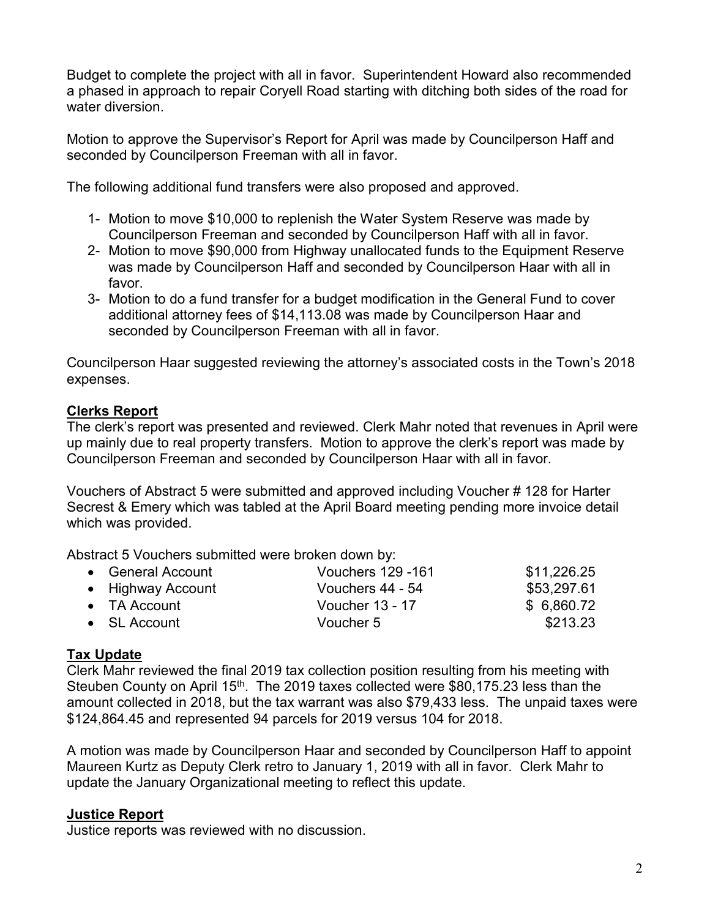Budget to complete the project with all in favor. Superintendent Howard also recommended a phased in approach to repair Coryell Road starting with ditching both sides of the road for water diversion.

Motion to approve the Supervisor's Report for April was made by Councilperson Haff and seconded by Councilperson Freeman with all in favor.

The following additional fund transfers were also proposed and approved.

1- Motion to move $10,000 to replenish the Water System Reserve was made by Councilperson Freeman and seconded by Councilperson Haff with all in favor.
2- Motion to move $90,000 from Highway unallocated funds to the Equipment Reserve was made by Councilperson Haff and seconded by Councilperson Haar with all in favor.
3- Motion to do a fund transfer for a budget modification in the General Fund to cover additional attorney fees of $14,113.08 was made by Councilperson Haar and seconded by Councilperson Freeman with all in favor.

Councilperson Haar suggested reviewing the attorney's associated costs in the Town's 2018 expenses.

## Clerks Report

The clerk's report was presented and reviewed. Clerk Mahr noted that revenues in April were up mainly due to real property transfers. Motion to approve the clerk's report was made by Councilperson Freeman and seconded by Councilperson Haar with all in favor.

Vouchers of Abstract 5 were submitted and approved including Voucher # 128 for Harter Secrest & Emery which was tabled at the April Board meeting pending more invoice detail which was provided.

Abstract 5 Vouchers submitted were broken down by:

| | | |
|---|---|---|
| • General Account | Vouchers 129 -161 | $11,226.25 |
| • Highway Account | Vouchers 44 - 54 | $53,297.61 |
| • TA Account | Voucher 13 - 17 | $ 6,860.72 |
| • SL Account | Voucher 5 | $213.23 |

## Tax Update

Clerk Mahr reviewed the final 2019 tax collection position resulting from his meeting with Steuben County on April 15th. The 2019 taxes collected were $80,175.23 less than the amount collected in 2018, but the tax warrant was also $79,433 less. The unpaid taxes were $124,864.45 and represented 94 parcels for 2019 versus 104 for 2018.

A motion was made by Councilperson Haar and seconded by Councilperson Haff to appoint Maureen Kurtz as Deputy Clerk retro to January 1, 2019 with all in favor. Clerk Mahr to update the January Organizational meeting to reflect this update.

## Justice Report

Justice reports was reviewed with no discussion.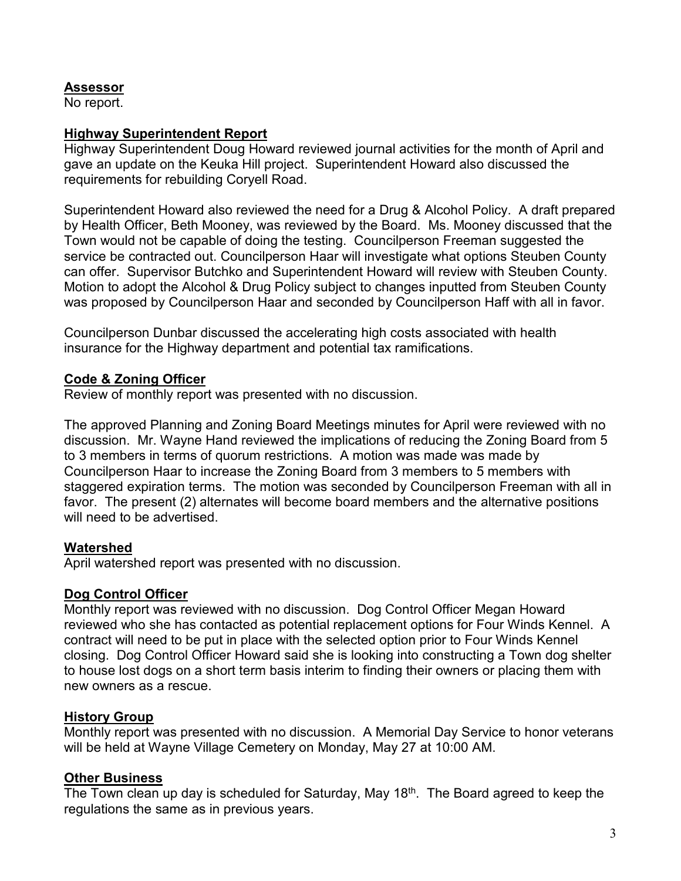**Assessor**

No report.

**Highway Superintendent Report**

Highway Superintendent Doug Howard reviewed journal activities for the month of April and gave an update on the Keuka Hill project. Superintendent Howard also discussed the requirements for rebuilding Coryell Road.

Superintendent Howard also reviewed the need for a Drug & Alcohol Policy. A draft prepared by Health Officer, Beth Mooney, was reviewed by the Board. Ms. Mooney discussed that the Town would not be capable of doing the testing. Councilperson Freeman suggested the service be contracted out. Councilperson Haar will investigate what options Steuben County can offer. Supervisor Butchko and Superintendent Howard will review with Steuben County. Motion to adopt the Alcohol & Drug Policy subject to changes inputted from Steuben County was proposed by Councilperson Haar and seconded by Councilperson Haff with all in favor.

Councilperson Dunbar discussed the accelerating high costs associated with health insurance for the Highway department and potential tax ramifications.

**Code & Zoning Officer**

Review of monthly report was presented with no discussion.

The approved Planning and Zoning Board Meetings minutes for April were reviewed with no discussion. Mr. Wayne Hand reviewed the implications of reducing the Zoning Board from 5 to 3 members in terms of quorum restrictions. A motion was made was made by Councilperson Haar to increase the Zoning Board from 3 members to 5 members with staggered expiration terms. The motion was seconded by Councilperson Freeman with all in favor. The present (2) alternates will become board members and the alternative positions will need to be advertised.

**Watershed**

April watershed report was presented with no discussion.

**Dog Control Officer**

Monthly report was reviewed with no discussion. Dog Control Officer Megan Howard reviewed who she has contacted as potential replacement options for Four Winds Kennel. A contract will need to be put in place with the selected option prior to Four Winds Kennel closing. Dog Control Officer Howard said she is looking into constructing a Town dog shelter to house lost dogs on a short term basis interim to finding their owners or placing them with new owners as a rescue.

**History Group**

Monthly report was presented with no discussion. A Memorial Day Service to honor veterans will be held at Wayne Village Cemetery on Monday, May 27 at 10:00 AM.

**Other Business**

The Town clean up day is scheduled for Saturday, May 18th. The Board agreed to keep the regulations the same as in previous years.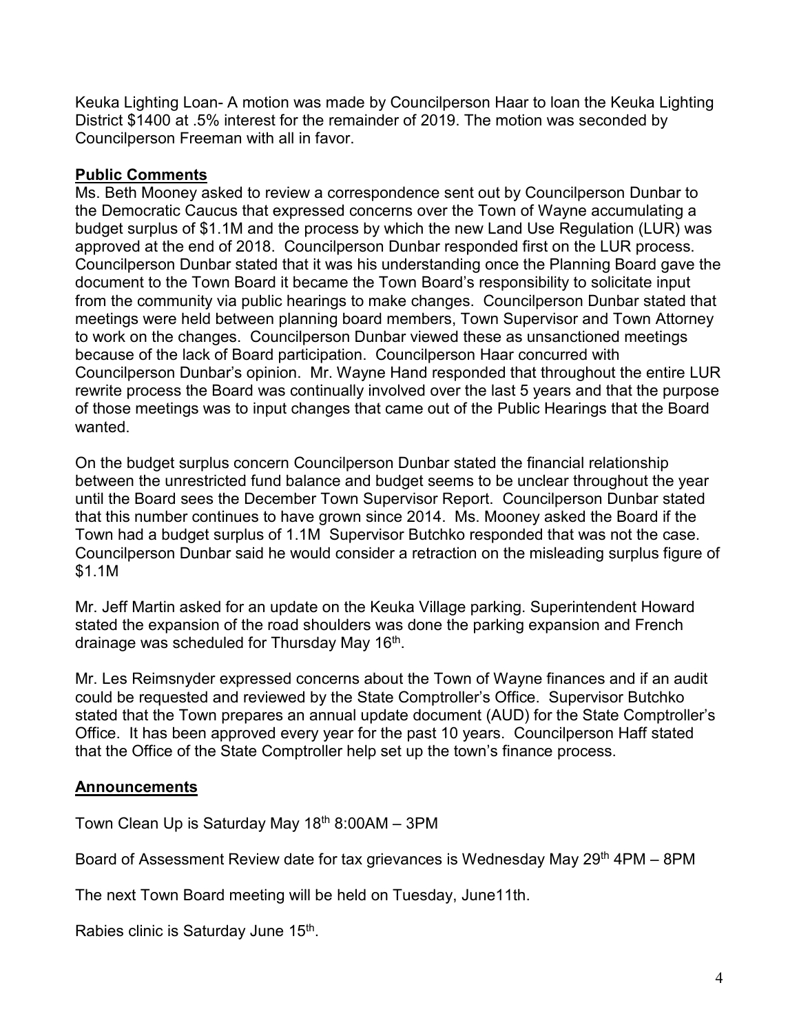Keuka Lighting Loan- A motion was made by Councilperson Haar to loan the Keuka Lighting District $1400 at .5% interest for the remainder of 2019. The motion was seconded by Councilperson Freeman with all in favor.

## Public Comments

Ms. Beth Mooney asked to review a correspondence sent out by Councilperson Dunbar to the Democratic Caucus that expressed concerns over the Town of Wayne accumulating a budget surplus of $1.1M and the process by which the new Land Use Regulation (LUR) was approved at the end of 2018. Councilperson Dunbar responded first on the LUR process. Councilperson Dunbar stated that it was his understanding once the Planning Board gave the document to the Town Board it became the Town Board's responsibility to solicitate input from the community via public hearings to make changes. Councilperson Dunbar stated that meetings were held between planning board members, Town Supervisor and Town Attorney to work on the changes. Councilperson Dunbar viewed these as unsanctioned meetings because of the lack of Board participation. Councilperson Haar concurred with Councilperson Dunbar's opinion. Mr. Wayne Hand responded that throughout the entire LUR rewrite process the Board was continually involved over the last 5 years and that the purpose of those meetings was to input changes that came out of the Public Hearings that the Board wanted.

On the budget surplus concern Councilperson Dunbar stated the financial relationship between the unrestricted fund balance and budget seems to be unclear throughout the year until the Board sees the December Town Supervisor Report. Councilperson Dunbar stated that this number continues to have grown since 2014. Ms. Mooney asked the Board if the Town had a budget surplus of 1.1M Supervisor Butchko responded that was not the case. Councilperson Dunbar said he would consider a retraction on the misleading surplus figure of $1.1M

Mr. Jeff Martin asked for an update on the Keuka Village parking. Superintendent Howard stated the expansion of the road shoulders was done the parking expansion and French drainage was scheduled for Thursday May 16th.

Mr. Les Reimsnyder expressed concerns about the Town of Wayne finances and if an audit could be requested and reviewed by the State Comptroller's Office. Supervisor Butchko stated that the Town prepares an annual update document (AUD) for the State Comptroller's Office. It has been approved every year for the past 10 years. Councilperson Haff stated that the Office of the State Comptroller help set up the town's finance process.

## Announcements

Town Clean Up is Saturday May 18th 8:00AM – 3PM

Board of Assessment Review date for tax grievances is Wednesday May 29th 4PM – 8PM

The next Town Board meeting will be held on Tuesday, June11th.

Rabies clinic is Saturday June 15th.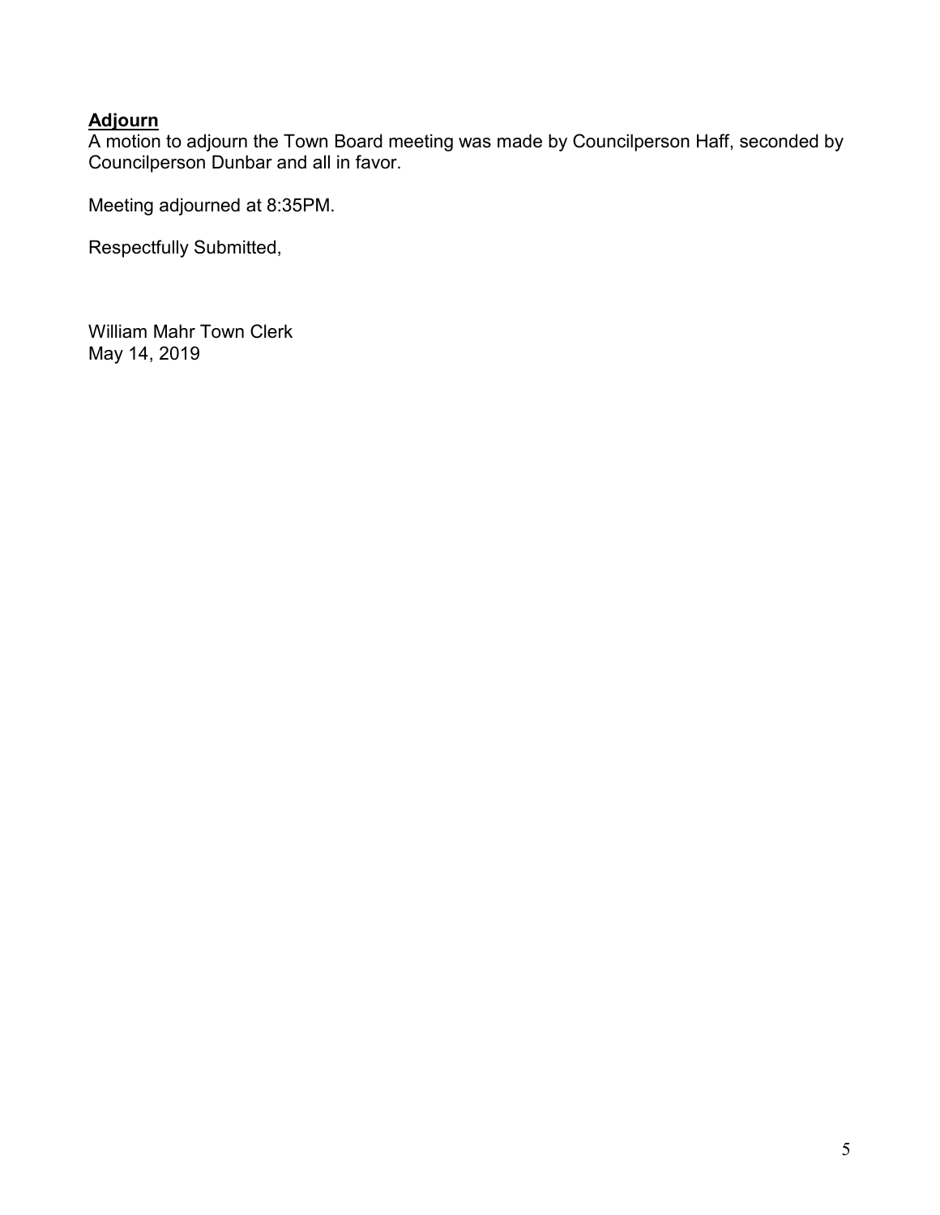**Adjourn**
A motion to adjourn the Town Board meeting was made by Councilperson Haff, seconded by Councilperson Dunbar and all in favor.

Meeting adjourned at 8:35PM.

Respectfully Submitted,

William Mahr Town Clerk
May 14, 2019